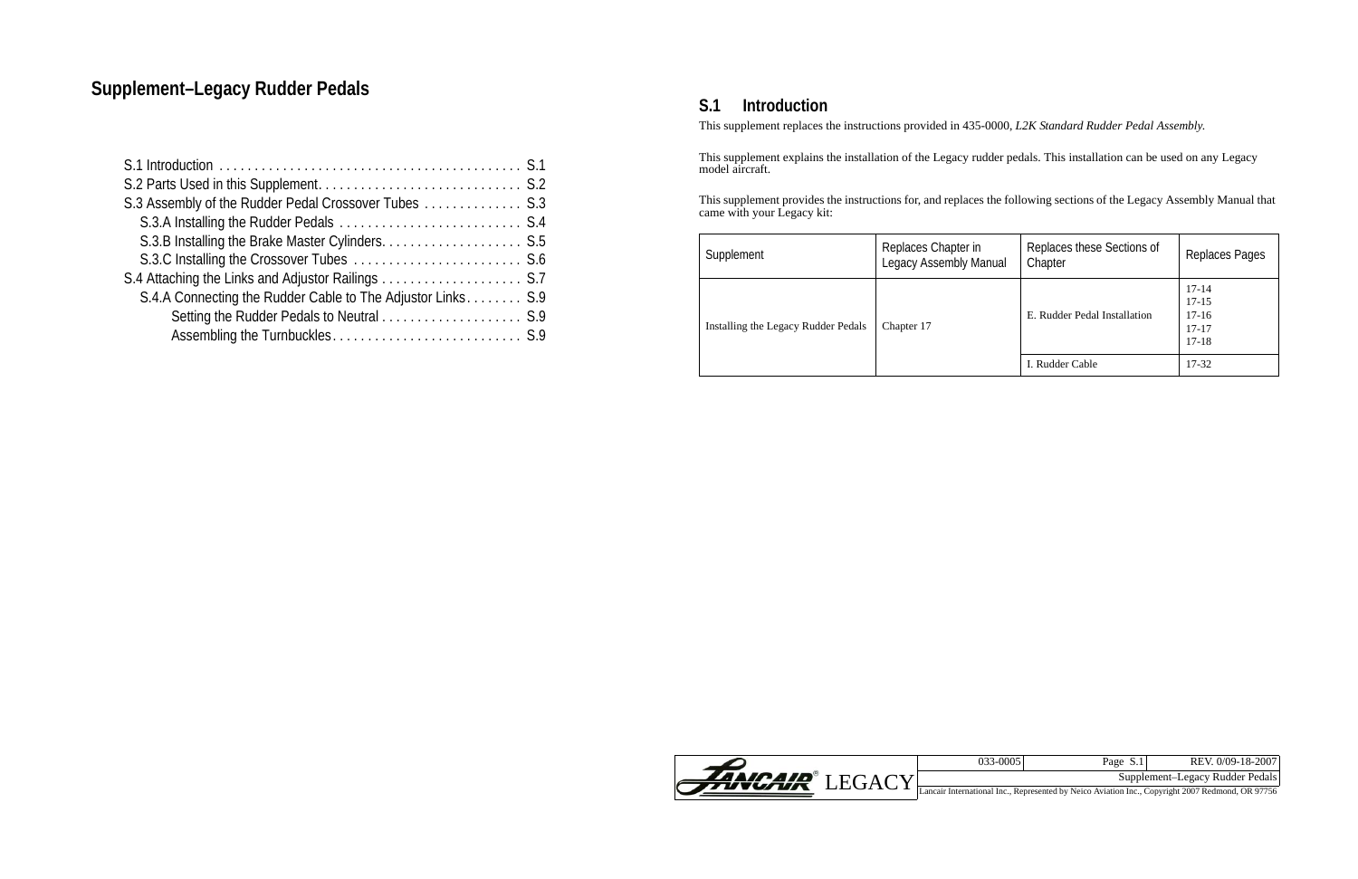# Supplement–Legacy Rudder Pedals

- S.1 Introduction . . . . . . . . . . . . . . . . . . . . . . . . . . . . . . . . . . . . . . . . . . . S.1
- S.2 Parts Used in this Supplement. . . . . . . . . . . . . . . . . . . . . . . . . . . . . S.2
- S.3 Assembly of the Rudder Pedal Crossover Tubes . . . . . . . . . . . . . S.3
  - S.3.A Installing the Rudder Pedals . . . . . . . . . . . . . . . . . . . . . . . . . . S.4
  - S.3.B Installing the Brake Master Cylinders. . . . . . . . . . . . . . . . . . . . S.5
  - S.3.C Installing the Crossover Tubes . . . . . . . . . . . . . . . . . . . . . . . . S.6
- S.4 Attaching the Links and Adjustor Railings . . . . . . . . . . . . . . . . . . . . S.7
  - S.4.A Connecting the Rudder Cable to The Adjustor Links. . . . . . . . S.9
    - Setting the Rudder Pedals to Neutral . . . . . . . . . . . . . . . . . . . . S.9
    - Assembling the Turnbuckles. . . . . . . . . . . . . . . . . . . . . . . . . . . S.9

## S.1 Introduction

This supplement replaces the instructions provided in 435-0000, *L2K Standard Rudder Pedal Assembly.*

This supplement explains the installation of the Legacy rudder pedals. This installation can be used on any Legacy model aircraft.

This supplement provides the instructions for, and replaces the following sections of the Legacy Assembly Manual that came with your Legacy kit:

| Supplement | Replaces Chapter in Legacy Assembly Manual | Replaces these Sections of Chapter | Replaces Pages |
|---|---|---|---|
| Installing the Legacy Rudder Pedals | Chapter 17 | E. Rudder Pedal Installation | 17-14<br>17-15<br>17-16<br>17-17<br>17-18 |
| | | I. Rudder Cable | 17-32 |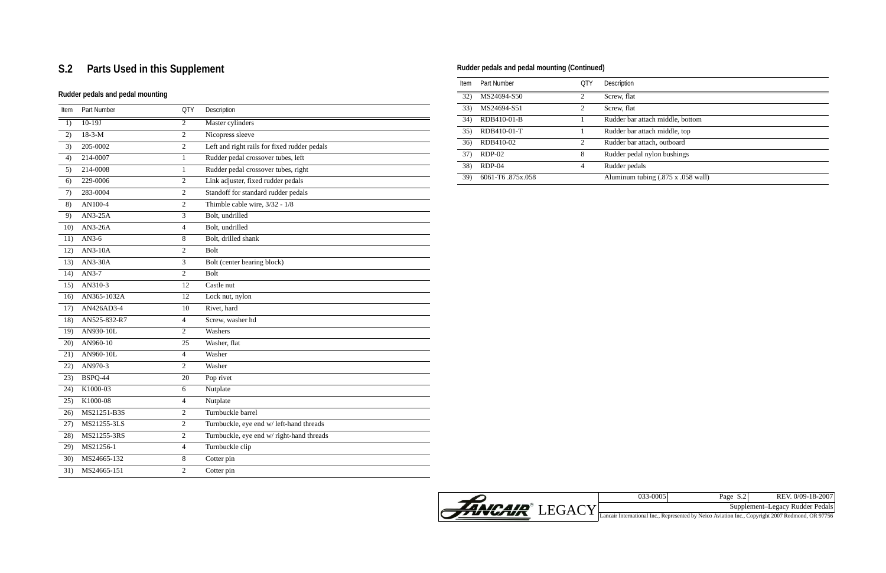## S.2 Parts Used in this Supplement

### Rudder pedals and pedal mounting

| Item | Part Number | QTY | Description |
|---|---|---|---|
| 1) | 10-19J | 2 | Master cylinders |
| 2) | 18-3-M | 2 | Nicopress sleeve |
| 3) | 205-0002 | 2 | Left and right rails for fixed rudder pedals |
| 4) | 214-0007 | 1 | Rudder pedal crossover tubes, left |
| 5) | 214-0008 | 1 | Rudder pedal crossover tubes, right |
| 6) | 229-0006 | 2 | Link adjuster, fixed rudder pedals |
| 7) | 283-0004 | 2 | Standoff for standard rudder pedals |
| 8) | AN100-4 | 2 | Thimble cable wire, 3/32 - 1/8 |
| 9) | AN3-25A | 3 | Bolt, undrilled |
| 10) | AN3-26A | 4 | Bolt, undrilled |
| 11) | AN3-6 | 8 | Bolt, drilled shank |
| 12) | AN3-10A | 2 | Bolt |
| 13) | AN3-30A | 3 | Bolt (center bearing block) |
| 14) | AN3-7 | 2 | Bolt |
| 15) | AN310-3 | 12 | Castle nut |
| 16) | AN365-1032A | 12 | Lock nut, nylon |
| 17) | AN426AD3-4 | 10 | Rivet, hard |
| 18) | AN525-832-R7 | 4 | Screw, washer hd |
| 19) | AN930-10L | 2 | Washers |
| 20) | AN960-10 | 25 | Washer, flat |
| 21) | AN960-10L | 4 | Washer |
| 22) | AN970-3 | 2 | Washer |
| 23) | BSPQ-44 | 20 | Pop rivet |
| 24) | K1000-03 | 6 | Nutplate |
| 25) | K1000-08 | 4 | Nutplate |
| 26) | MS21251-B3S | 2 | Turnbuckle barrel |
| 27) | MS21255-3LS | 2 | Turnbuckle, eye end w/ left-hand threads |
| 28) | MS21255-3RS | 2 | Turnbuckle, eye end w/ right-hand threads |
| 29) | MS21256-1 | 4 | Turnbuckle clip |
| 30) | MS24665-132 | 8 | Cotter pin |
| 31) | MS24665-151 | 2 | Cotter pin |

### Rudder pedals and pedal mounting (Continued)

| Item | Part Number | QTY | Description |
|---|---|---|---|
| 32) | MS24694-S50 | 2 | Screw, flat |
| 33) | MS24694-S51 | 2 | Screw, flat |
| 34) | RDB410-01-B | 1 | Rudder bar attach middle, bottom |
| 35) | RDB410-01-T | 1 | Rudder bar attach middle, top |
| 36) | RDB410-02 | 2 | Rudder bar attach, outboard |
| 37) | RDP-02 | 8 | Rudder pedal nylon bushings |
| 38) | RDP-04 | 4 | Rudder pedals |
| 39) | 6061-T6 .875x.058 | | Aluminum tubing (.875 x .058 wall) |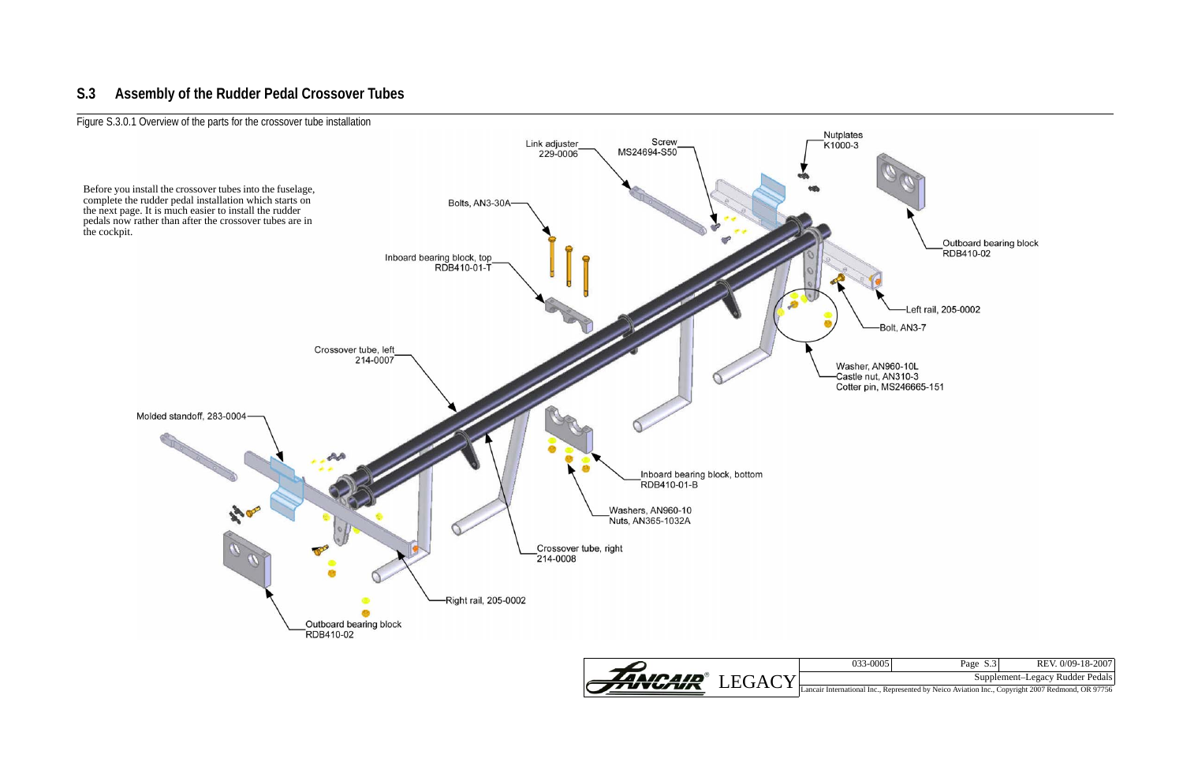## S.3 Assembly of the Rudder Pedal Crossover Tubes

Figure S.3.0.1 Overview of the parts for the crossover tube installation

Before you install the crossover tubes into the fuselage, complete the rudder pedal installation which starts on the next page. It is much easier to install the rudder pedals now rather than after the crossover tubes are in the cockpit.

Link adjuster 229-0006

Screw MS24694-S50

Nutplates K1000-3

Bolts, AN3-30A

Outboard bearing block RDB410-02

Inboard bearing block, top RDB410-01-T

Left rail, 205-0002

Bolt, AN3-7

Washer, AN960-10L
Castle nut, AN310-3
Cotter pin, MS246665-151

Crossover tube, left 214-0007

Molded standoff, 283-0004

Inboard bearing block, bottom RDB410-01-B

Washers, AN960-10
Nuts, AN365-1032A

Crossover tube, right 214-0008

Right rail, 205-0002

Outboard bearing block RDB410-02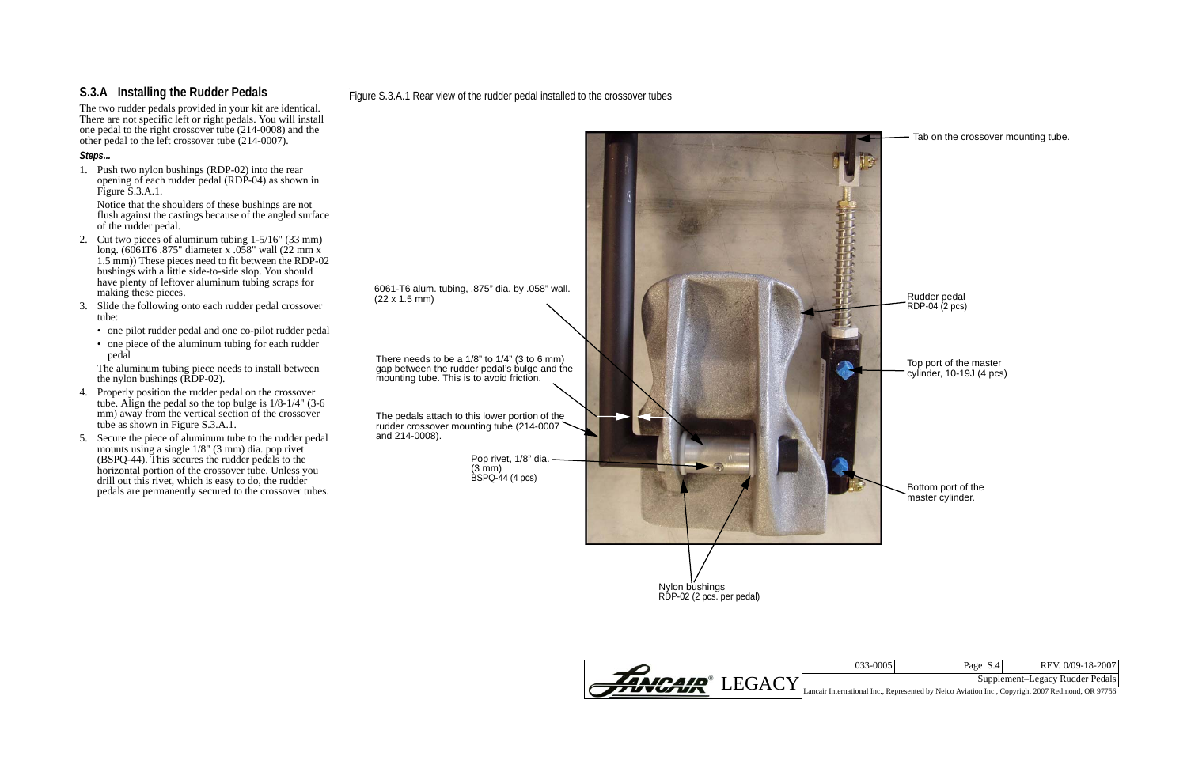## S.3.A Installing the Rudder Pedals

The two rudder pedals provided in your kit are identical. There are not specific left or right pedals. You will install one pedal to the right crossover tube (214-0008) and the other pedal to the left crossover tube (214-0007).

***Steps...***

1. Push two nylon bushings (RDP-02) into the rear opening of each rudder pedal (RDP-04) as shown in Figure S.3.A.1.

   Notice that the shoulders of these bushings are not flush against the castings because of the angled surface of the rudder pedal.

2. Cut two pieces of aluminum tubing 1-5/16" (33 mm) long. (6061T6 .875" diameter x .058" wall (22 mm x 1.5 mm)) These pieces need to fit between the RDP-02 bushings with a little side-to-side slop. You should have plenty of leftover aluminum tubing scraps for making these pieces.

3. Slide the following onto each rudder pedal crossover tube:
   - one pilot rudder pedal and one co-pilot rudder pedal
   - one piece of the aluminum tubing for each rudder pedal

   The aluminum tubing piece needs to install between the nylon bushings (RDP-02).

4. Properly position the rudder pedal on the crossover tube. Align the pedal so the top bulge is 1/8-1/4" (3-6 mm) away from the vertical section of the crossover tube as shown in Figure S.3.A.1.

5. Secure the piece of aluminum tube to the rudder pedal mounts using a single 1/8" (3 mm) dia. pop rivet (BSPQ-44). This secures the rudder pedals to the horizontal portion of the crossover tube. Unless you drill out this rivet, which is easy to do, the rudder pedals are permanently secured to the crossover tubes.

Figure S.3.A.1 Rear view of the rudder pedal installed to the crossover tubes

Tab on the crossover mounting tube.

6061-T6 alum. tubing, .875" dia. by .058" wall. (22 x 1.5 mm)

Rudder pedal RDP-04 (2 pcs)

There needs to be a 1/8" to 1/4" (3 to 6 mm) gap between the rudder pedal's bulge and the mounting tube. This is to avoid friction.

Top port of the master cylinder, 10-19J (4 pcs)

The pedals attach to this lower portion of the rudder crossover mounting tube (214-0007 and 214-0008).

Pop rivet, 1/8" dia. (3 mm) BSPQ-44 (4 pcs)

Bottom port of the master cylinder.

Nylon bushings RDP-02 (2 pcs. per pedal)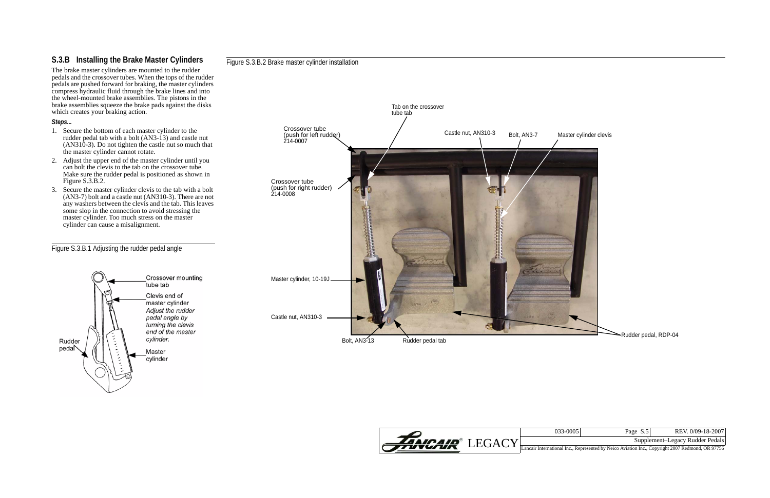## S.3.B Installing the Brake Master Cylinders

The brake master cylinders are mounted to the rudder pedals and the crossover tubes. When the tops of the rudder pedals are pushed forward for braking, the master cylinders compress hydraulic fluid through the brake lines and into the wheel-mounted brake assemblies. The pistons in the brake assemblies squeeze the brake pads against the disks which creates your braking action.

***Steps...***

1. Secure the bottom of each master cylinder to the rudder pedal tab with a bolt (AN3-13) and castle nut (AN310-3). Do not tighten the castle nut so much that the master cylinder cannot rotate.
2. Adjust the upper end of the master cylinder until you can bolt the clevis to the tab on the crossover tube. Make sure the rudder pedal is positioned as shown in Figure S.3.B.2.
3. Secure the master cylinder clevis to the tab with a bolt (AN3-7) bolt and a castle nut (AN310-3). There are not any washers between the clevis and the tab. This leaves some slop in the connection to avoid stressing the master cylinder. Too much stress on the master cylinder can cause a misalignment.

Figure S.3.B.1 Adjusting the rudder pedal angle

Figure S.3.B.2 Brake master cylinder installation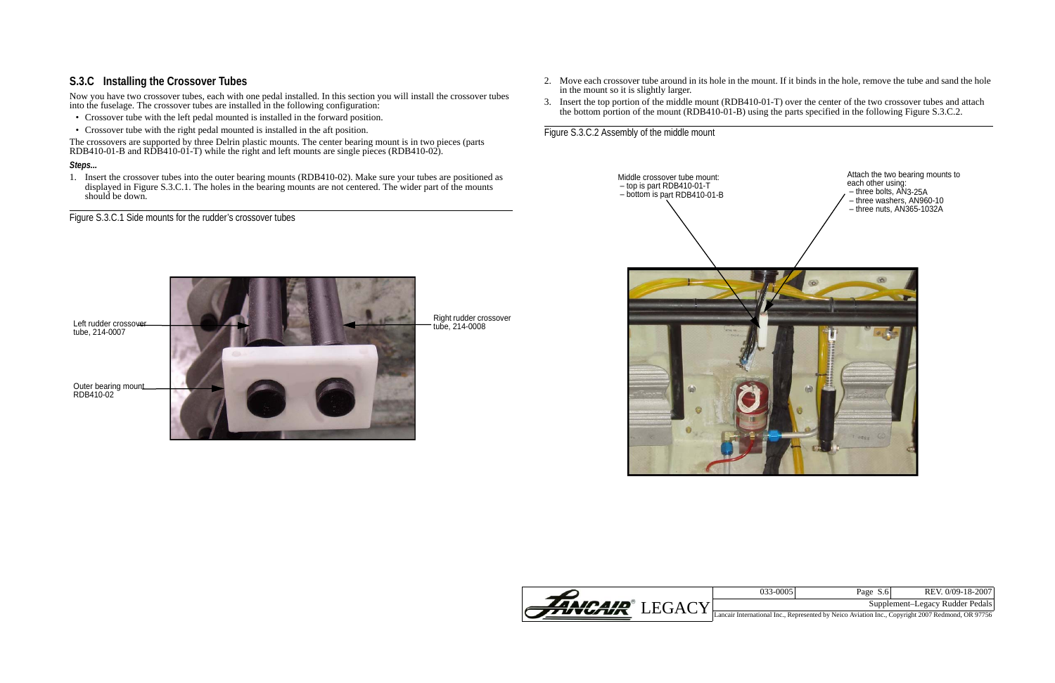## S.3.C Installing the Crossover Tubes

Now you have two crossover tubes, each with one pedal installed. In this section you will install the crossover tubes into the fuselage. The crossover tubes are installed in the following configuration:

- Crossover tube with the left pedal mounted is installed in the forward position.
- Crossover tube with the right pedal mounted is installed in the aft position.

The crossovers are supported by three Delrin plastic mounts. The center bearing mount is in two pieces (parts RDB410-01-B and RDB410-01-T) while the right and left mounts are single pieces (RDB410-02).

***Steps...***

1. Insert the crossover tubes into the outer bearing mounts (RDB410-02). Make sure your tubes are positioned as displayed in Figure S.3.C.1. The holes in the bearing mounts are not centered. The wider part of the mounts should be down.

Figure S.3.C.1 Side mounts for the rudder's crossover tubes

Left rudder crossover tube, 214-0007

Right rudder crossover tube, 214-0008

Outer bearing mount RDB410-02

2. Move each crossover tube around in its hole in the mount. If it binds in the hole, remove the tube and sand the hole in the mount so it is slightly larger.
3. Insert the top portion of the middle mount (RDB410-01-T) over the center of the two crossover tubes and attach the bottom portion of the mount (RDB410-01-B) using the parts specified in the following Figure S.3.C.2.

Figure S.3.C.2 Assembly of the middle mount

Middle crossover tube mount:
– top is part RDB410-01-T
– bottom is part RDB410-01-B

Attach the two bearing mounts to each other using:
– three bolts, AN3-25A
– three washers, AN960-10
– three nuts, AN365-1032A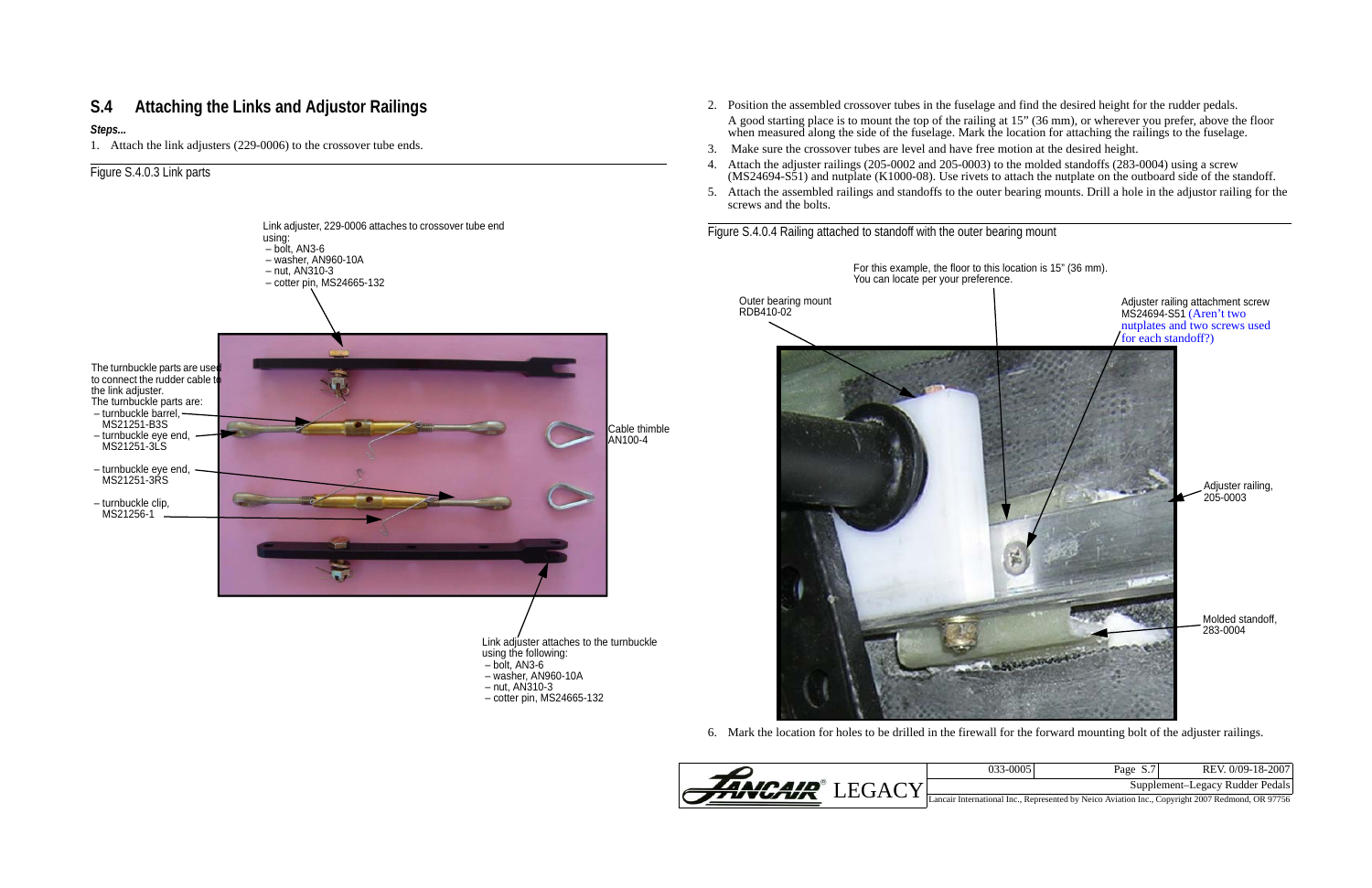## S.4 Attaching the Links and Adjustor Railings

***Steps...***

1. Attach the link adjusters (229-0006) to the crossover tube ends.

Figure S.4.0.3 Link parts

Link adjuster, 229-0006 attaches to crossover tube end using:
- bolt, AN3-6
- washer, AN960-10A
- nut, AN310-3
- cotter pin, MS24665-132

The turnbuckle parts are used to connect the rudder cable to the link adjuster.
The turnbuckle parts are:
- turnbuckle barrel, MS21251-B3S
- turnbuckle eye end, MS21251-3LS
- turnbuckle eye end, MS21251-3RS
- turnbuckle clip, MS21256-1

Cable thimble AN100-4

Link adjuster attaches to the turnbuckle using the following:
- bolt, AN3-6
- washer, AN960-10A
- nut, AN310-3
- cotter pin, MS24665-132

2. Position the assembled crossover tubes in the fuselage and find the desired height for the rudder pedals.
   A good starting place is to mount the top of the railing at 15" (36 mm), or wherever you prefer, above the floor when measured along the side of the fuselage. Mark the location for attaching the railings to the fuselage.
3. Make sure the crossover tubes are level and have free motion at the desired height.
4. Attach the adjuster railings (205-0002 and 205-0003) to the molded standoffs (283-0004) using a screw (MS24694-S51) and nutplate (K1000-08). Use rivets to attach the nutplate on the outboard side of the standoff.
5. Attach the assembled railings and standoffs to the outer bearing mounts. Drill a hole in the adjustor railing for the screws and the bolts.

Figure S.4.0.4 Railing attached to standoff with the outer bearing mount

For this example, the floor to this location is 15" (36 mm). You can locate per your preference.

Outer bearing mount RDB410-02

Adjuster railing attachment screw MS24694-S51 (Aren't two nutplates and two screws used for each standoff?)

Adjuster railing, 205-0003

Molded standoff, 283-0004

6. Mark the location for holes to be drilled in the firewall for the forward mounting bolt of the adjuster railings.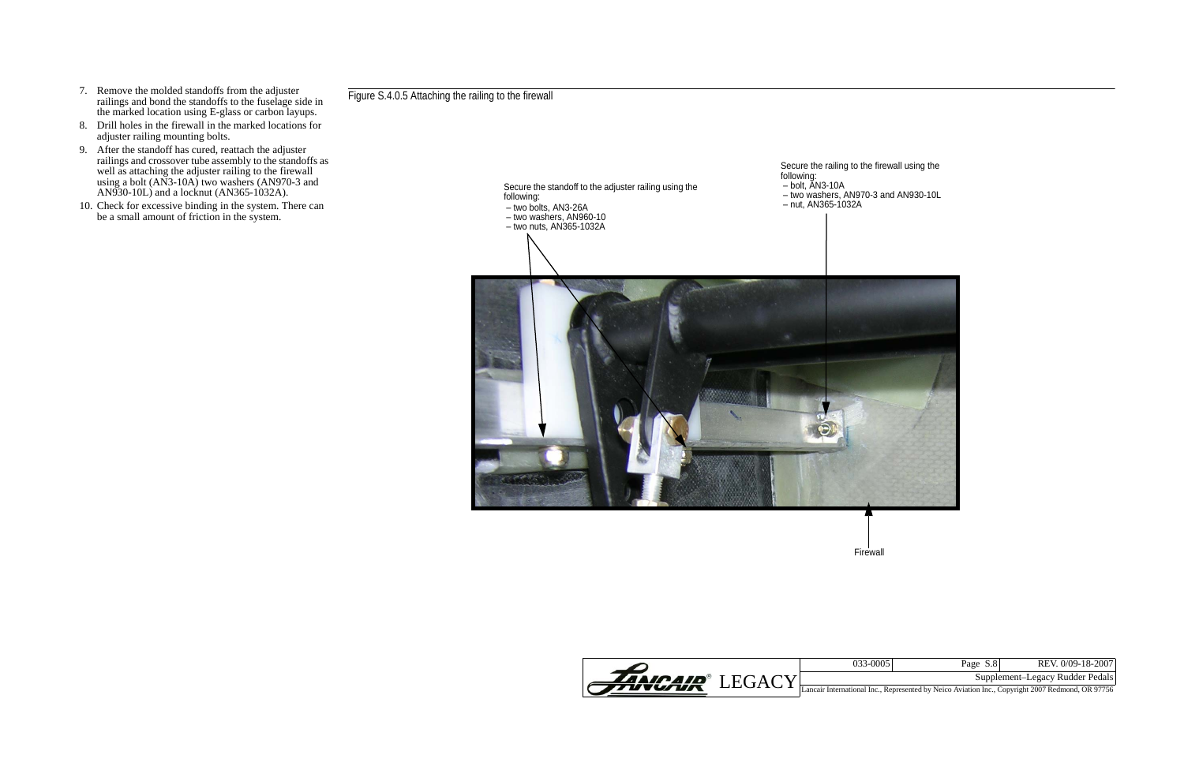7. Remove the molded standoffs from the adjuster railings and bond the standoffs to the fuselage side in the marked location using E-glass or carbon layups.
8. Drill holes in the firewall in the marked locations for adjuster railing mounting bolts.
9. After the standoff has cured, reattach the adjuster railings and crossover tube assembly to the standoffs as well as attaching the adjuster railing to the firewall using a bolt (AN3-10A) two washers (AN970-3 and AN930-10L) and a locknut (AN365-1032A).
10. Check for excessive binding in the system. There can be a small amount of friction in the system.

Figure S.4.0.5 Attaching the railing to the firewall

Secure the standoff to the adjuster railing using the following:
- two bolts, AN3-26A
- two washers, AN960-10
- two nuts, AN365-1032A

Secure the railing to the firewall using the following:
- bolt, AN3-10A
- two washers, AN970-3 and AN930-10L
- nut, AN365-1032A

Firewall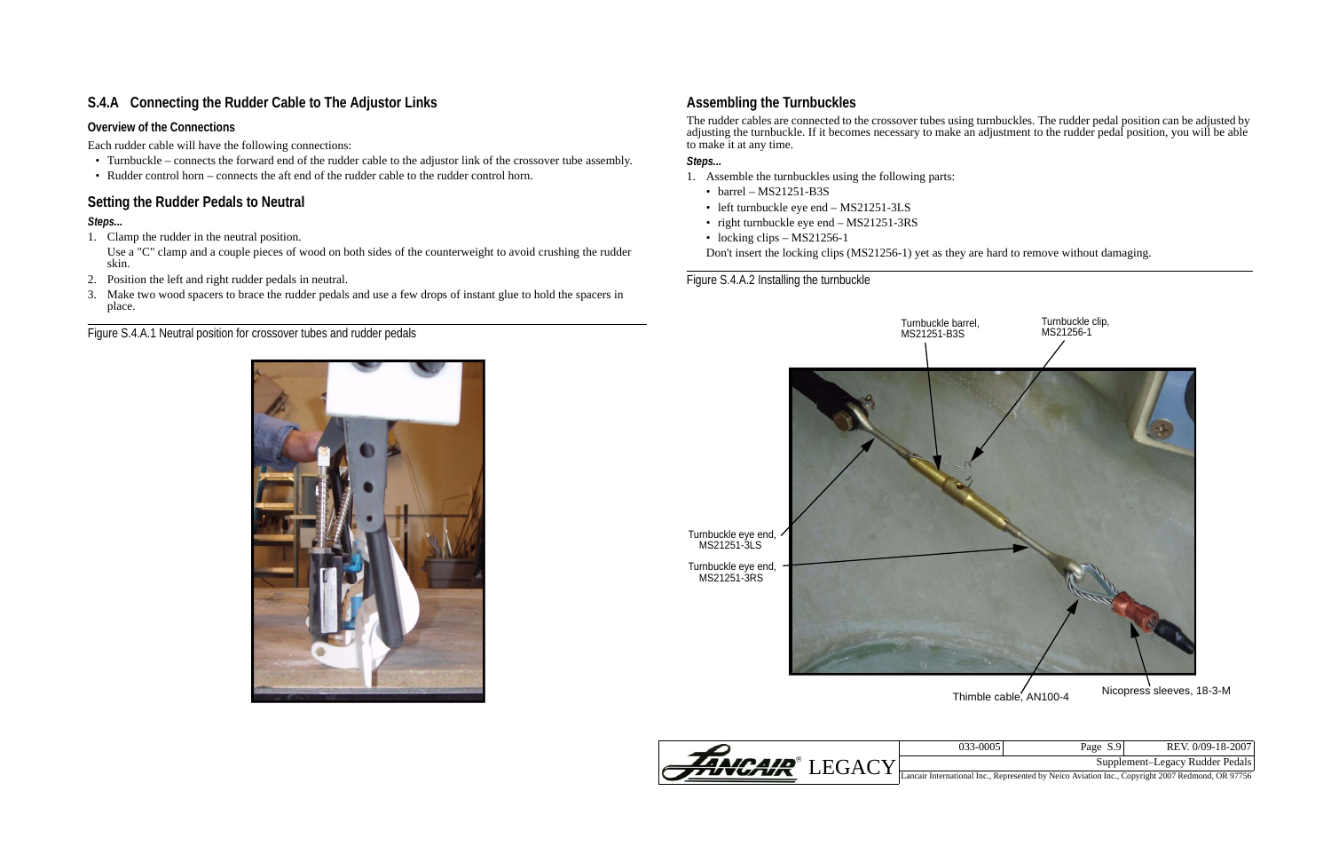## S.4.A Connecting the Rudder Cable to The Adjustor Links

### Overview of the Connections

Each rudder cable will have the following connections:

- Turnbuckle – connects the forward end of the rudder cable to the adjustor link of the crossover tube assembly.
- Rudder control horn – connects the aft end of the rudder cable to the rudder control horn.

## Setting the Rudder Pedals to Neutral

***Steps...***

1. Clamp the rudder in the neutral position.
   Use a "C" clamp and a couple pieces of wood on both sides of the counterweight to avoid crushing the rudder skin.
2. Position the left and right rudder pedals in neutral.
3. Make two wood spacers to brace the rudder pedals and use a few drops of instant glue to hold the spacers in place.

Figure S.4.A.1 Neutral position for crossover tubes and rudder pedals

## Assembling the Turnbuckles

The rudder cables are connected to the crossover tubes using turnbuckles. The rudder pedal position can be adjusted by adjusting the turnbuckle. If it becomes necessary to make an adjustment to the rudder pedal position, you will be able to make it at any time.

***Steps...***

1. Assemble the turnbuckles using the following parts:
   - barrel – MS21251-B3S
   - left turnbuckle eye end – MS21251-3LS
   - right turnbuckle eye end – MS21251-3RS
   - locking clips – MS21256-1

   Don't insert the locking clips (MS21256-1) yet as they are hard to remove without damaging.

Figure S.4.A.2 Installing the turnbuckle

Turnbuckle barrel, MS21251-B3S
Turnbuckle clip, MS21256-1
Turnbuckle eye end, MS21251-3LS
Turnbuckle eye end, MS21251-3RS
Thimble cable, AN100-4
Nicopress sleeves, 18-3-M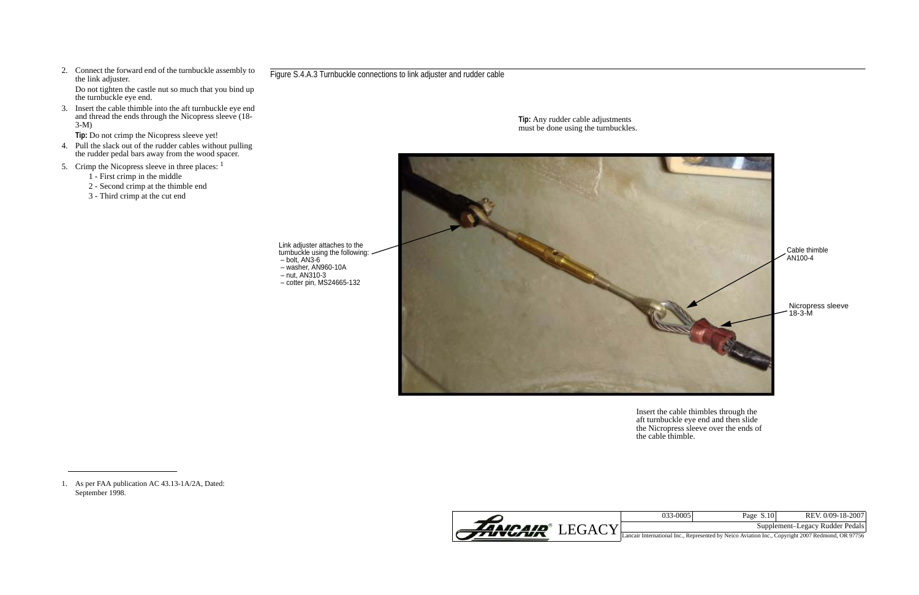2. Connect the forward end of the turnbuckle assembly to the link adjuster.

   Do not tighten the castle nut so much that you bind up the turnbuckle eye end.

3. Insert the cable thimble into the aft turnbuckle eye end and thread the ends through the Nicopress sleeve (18-3-M)

   **Tip:** Do not crimp the Nicopress sleeve yet!

4. Pull the slack out of the rudder cables without pulling the rudder pedal bars away from the wood spacer.

5. Crimp the Nicopress sleeve in three places: [1]

   1 - First crimp in the middle

   2 - Second crimp at the thimble end

   3 - Third crimp at the cut end

Figure S.4.A.3 Turnbuckle connections to link adjuster and rudder cable

**Tip:** Any rudder cable adjustments must be done using the turnbuckles.

Link adjuster attaches to the turnbuckle using the following:
– bolt, AN3-6
– washer, AN960-10A
– nut, AN310-3
– cotter pin, MS24665-132

Cable thimble AN100-4

Nicropress sleeve 18-3-M

Insert the cable thimbles through the aft turnbuckle eye end and then slide the Nicropress sleeve over the ends of the cable thimble.

1. As per FAA publication AC 43.13-1A/2A, Dated: September 1998.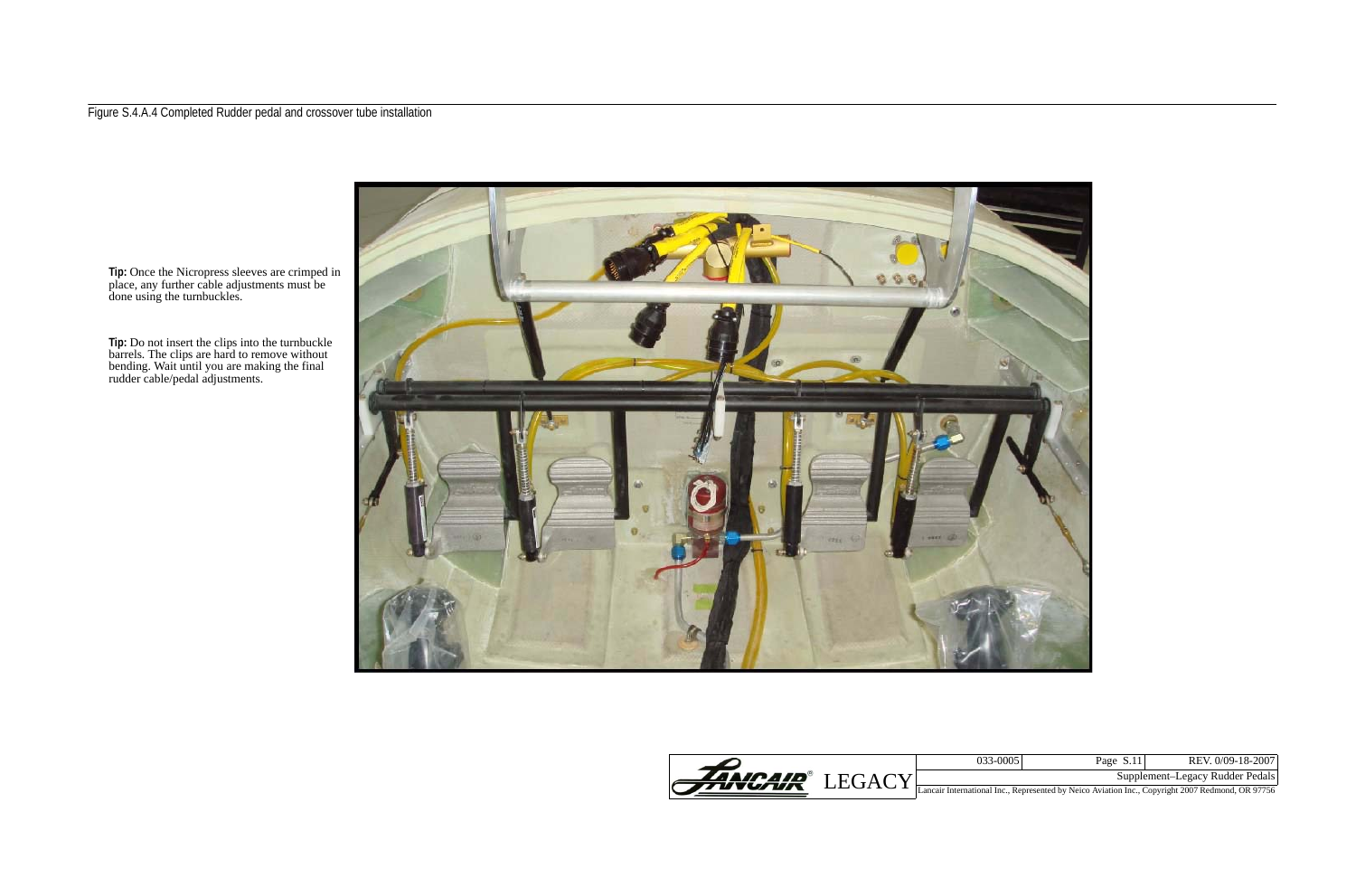Figure S.4.A.4 Completed Rudder pedal and crossover tube installation

**Tip:** Once the Nicropress sleeves are crimped in place, any further cable adjustments must be done using the turnbuckles.

**Tip:** Do not insert the clips into the turnbuckle barrels. The clips are hard to remove without bending. Wait until you are making the final rudder cable/pedal adjustments.